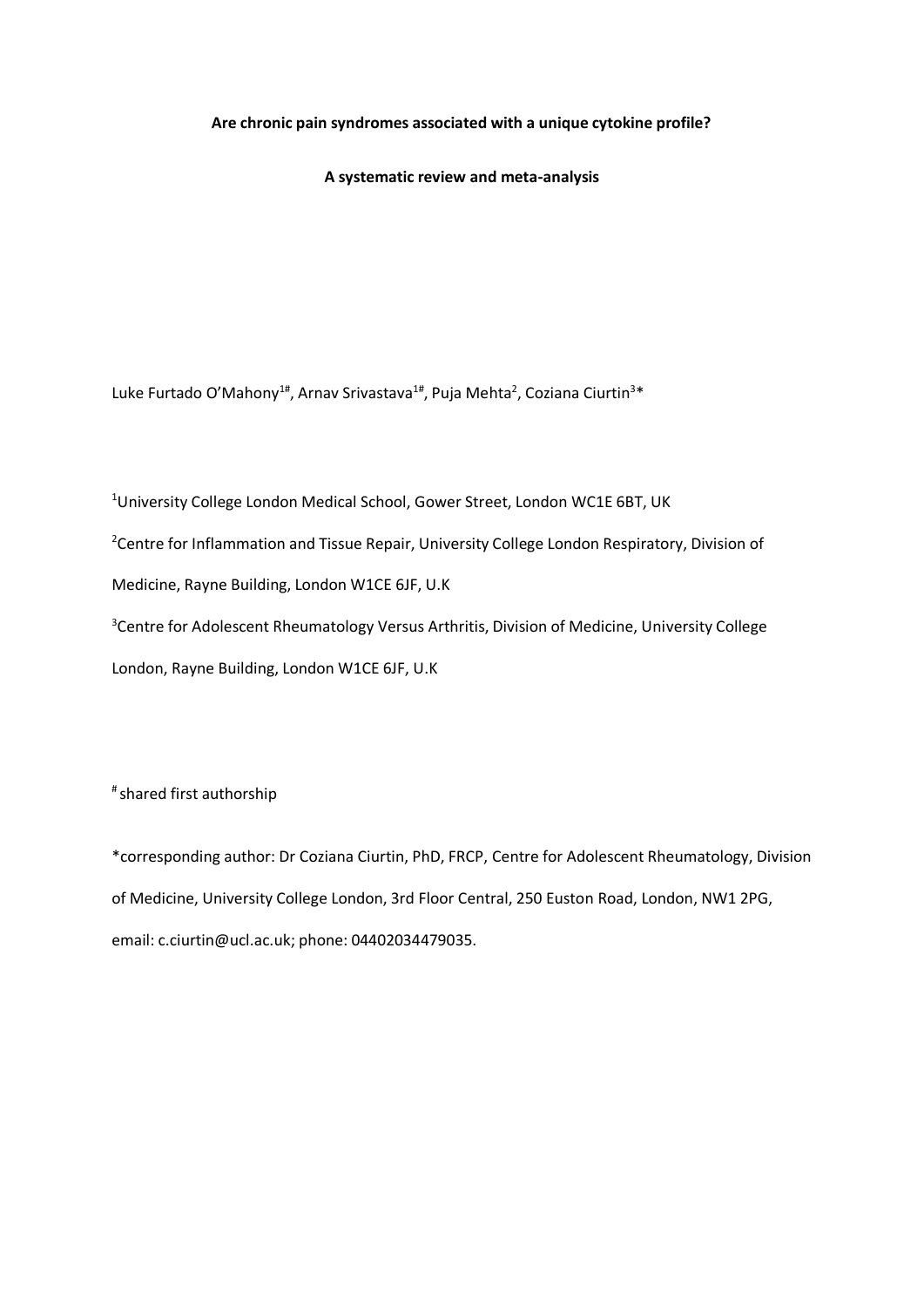**Are chronic pain syndromes associated with a unique cytokine profile?**

**A systematic review and meta-analysis**

Luke Furtado O'Mahony[1#], Arnav Srivastava[1#], Puja Mehta[2], Coziana Ciurtin[3]*

[1]University College London Medical School, Gower Street, London WC1E 6BT, UK

[2]Centre for Inflammation and Tissue Repair, University College London Respiratory, Division of Medicine, Rayne Building, London W1CE 6JF, U.K

[3]Centre for Adolescent Rheumatology Versus Arthritis, Division of Medicine, University College London, Rayne Building, London W1CE 6JF, U.K

[#] shared first authorship

*corresponding author: Dr Coziana Ciurtin, PhD, FRCP, Centre for Adolescent Rheumatology, Division of Medicine, University College London, 3rd Floor Central, 250 Euston Road, London, NW1 2PG, email: c.ciurtin@ucl.ac.uk; phone: 04402034479035.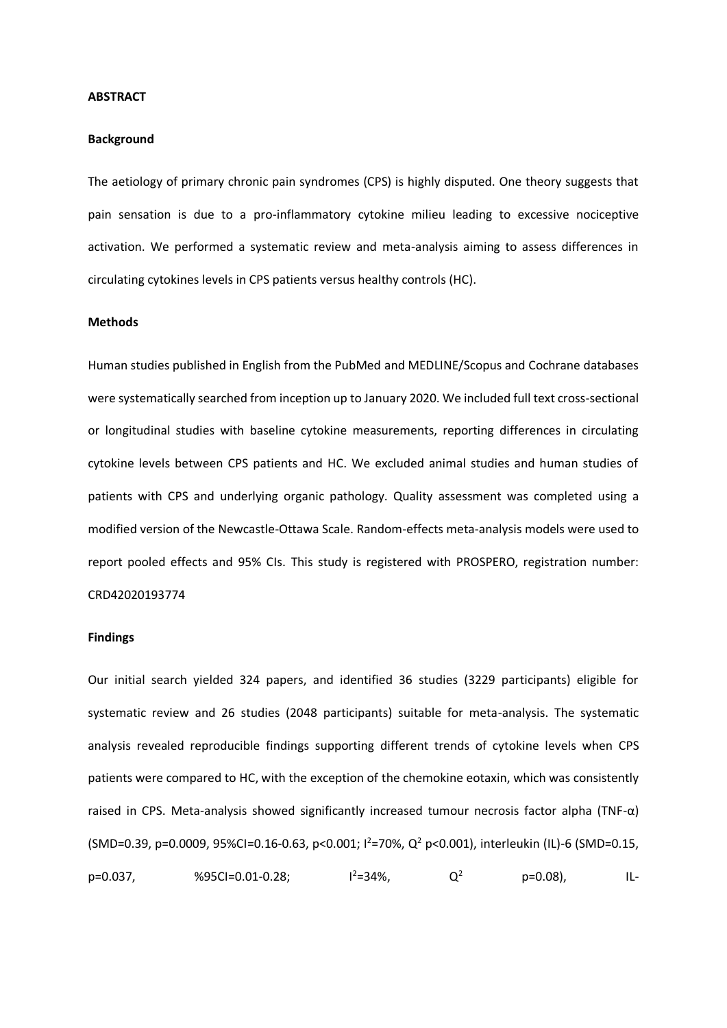**ABSTRACT**

**Background**

The aetiology of primary chronic pain syndromes (CPS) is highly disputed. One theory suggests that pain sensation is due to a pro-inflammatory cytokine milieu leading to excessive nociceptive activation. We performed a systematic review and meta-analysis aiming to assess differences in circulating cytokines levels in CPS patients versus healthy controls (HC).

**Methods**

Human studies published in English from the PubMed and MEDLINE/Scopus and Cochrane databases were systematically searched from inception up to January 2020. We included full text cross-sectional or longitudinal studies with baseline cytokine measurements, reporting differences in circulating cytokine levels between CPS patients and HC. We excluded animal studies and human studies of patients with CPS and underlying organic pathology. Quality assessment was completed using a modified version of the Newcastle-Ottawa Scale. Random-effects meta-analysis models were used to report pooled effects and 95% CIs. This study is registered with PROSPERO, registration number: CRD42020193774

**Findings**

Our initial search yielded 324 papers, and identified 36 studies (3229 participants) eligible for systematic review and 26 studies (2048 participants) suitable for meta-analysis. The systematic analysis revealed reproducible findings supporting different trends of cytokine levels when CPS patients were compared to HC, with the exception of the chemokine eotaxin, which was consistently raised in CPS. Meta-analysis showed significantly increased tumour necrosis factor alpha (TNF-α) (SMD=0.39, p=0.0009, 95%CI=0.16-0.63, $p<0.001$; $I^2=70\%$, $Q^2$ $p<0.001$), interleukin (IL)-6 (SMD=0.15, p=0.037, %95CI=0.01-0.28; $I^2=34\%$, $Q^2$ p=0.08), IL-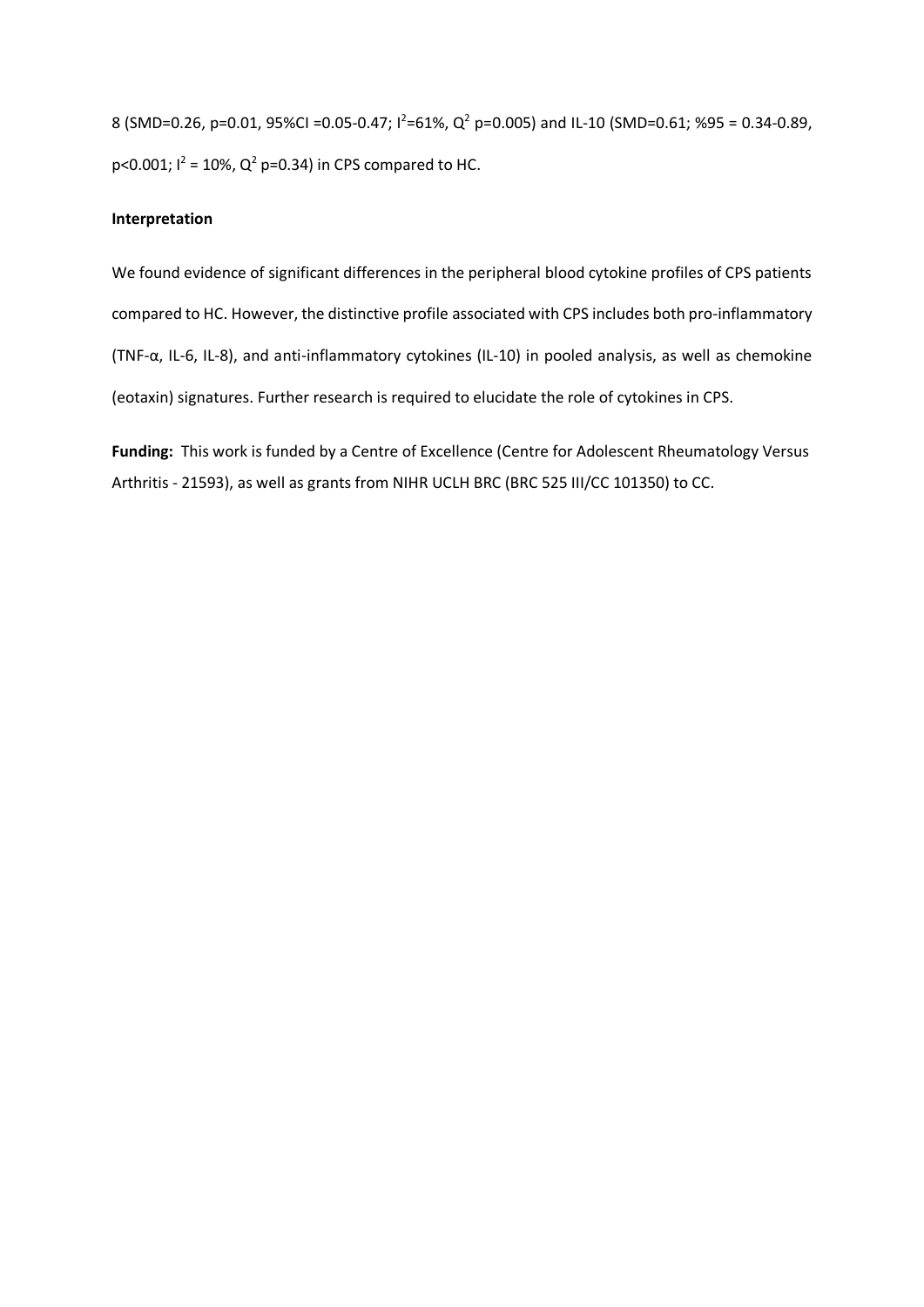8 (SMD=0.26, p=0.01, 95%CI =0.05-0.47; $I^2$=61%, $Q^2$ p=0.005) and IL-10 (SMD=0.61; %95 = 0.34-0.89, p<0.001; $I^2$ = 10%, $Q^2$ p=0.34) in CPS compared to HC.

**Interpretation**

We found evidence of significant differences in the peripheral blood cytokine profiles of CPS patients compared to HC. However, the distinctive profile associated with CPS includes both pro-inflammatory (TNF-α, IL-6, IL-8), and anti-inflammatory cytokines (IL-10) in pooled analysis, as well as chemokine (eotaxin) signatures. Further research is required to elucidate the role of cytokines in CPS.

**Funding:** This work is funded by a Centre of Excellence (Centre for Adolescent Rheumatology Versus Arthritis - 21593), as well as grants from NIHR UCLH BRC (BRC 525 III/CC 101350) to CC.